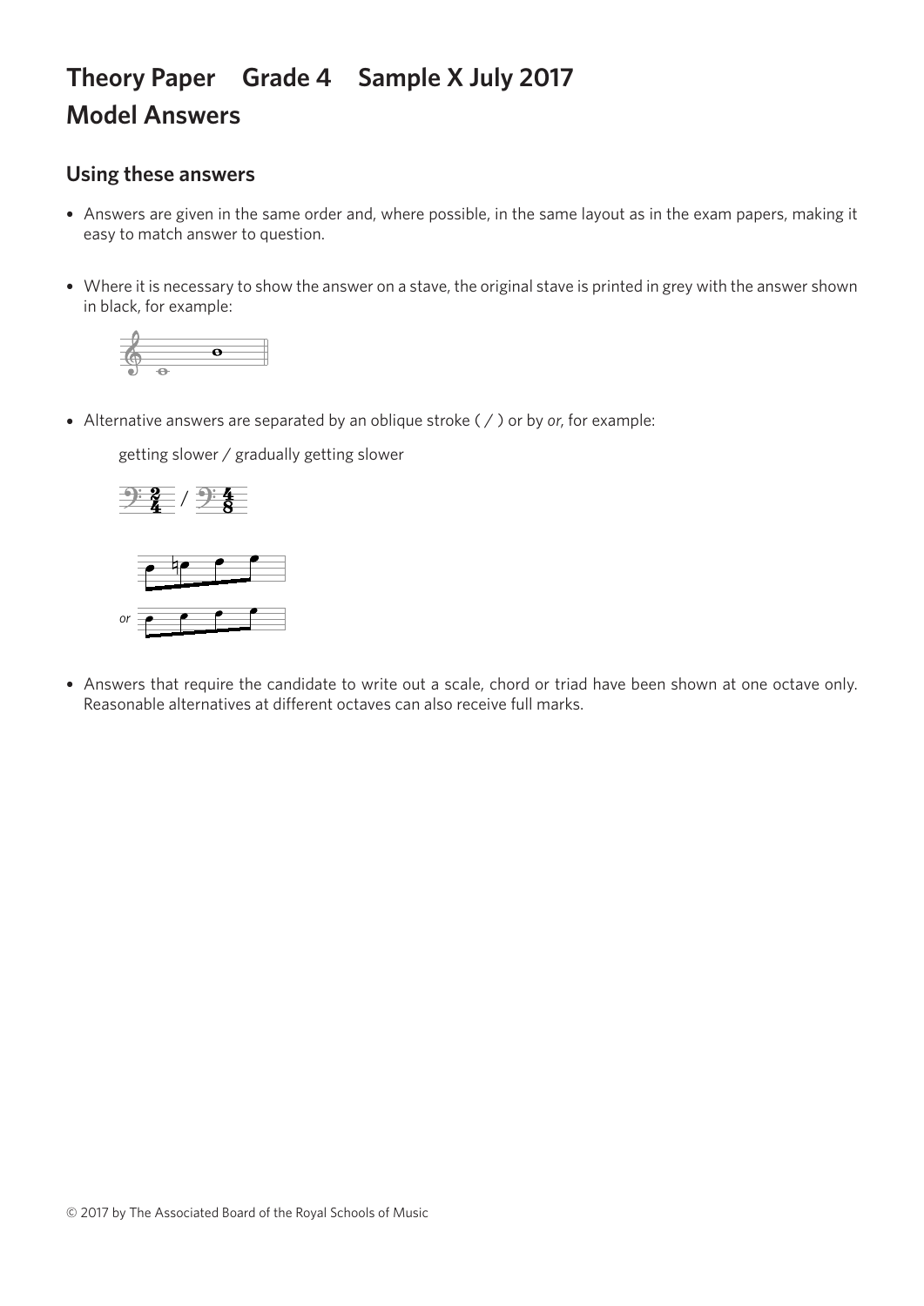# Theory Paper Grade 4 Sample X July 2017
# Model Answers

## Using these answers

- Answers are given in the same order and, where possible, in the same layout as in the exam papers, making it easy to match answer to question.

- Where it is necessary to show the answer on a stave, the original stave is printed in grey with the answer shown in black, for example:

- Alternative answers are separated by an oblique stroke ( / ) or by *or*, for example:

  getting slower / gradually getting slower

  /

  *or*

- Answers that require the candidate to write out a scale, chord or triad have been shown at one octave only. Reasonable alternatives at different octaves can also receive full marks.

© 2017 by The Associated Board of the Royal Schools of Music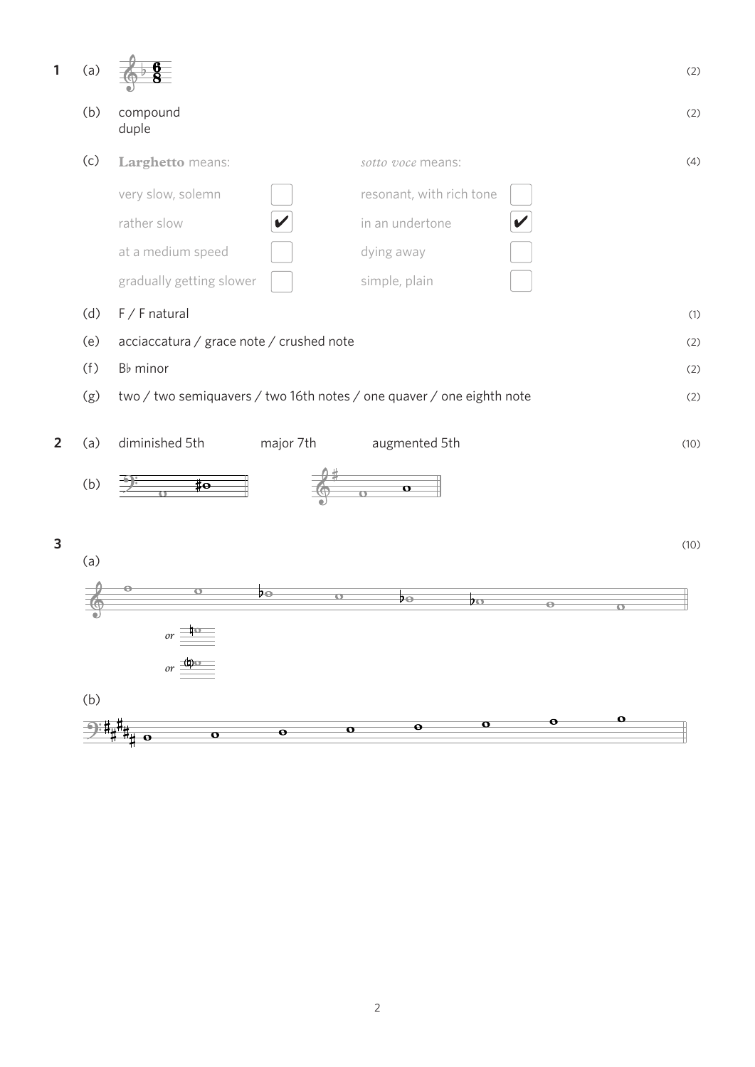**1** (a) [6/8 time signature with B♭ key signature on treble stave] (2)

(b) compound
duple (2)

(c) **Larghetto** means: *sotto voce* means: (4)

| **Larghetto** means: | | *sotto voce* means: | |
|---|---|---|---|
| very slow, solemn | ☐ | resonant, with rich tone | ☐ |
| rather slow | ✔ | in an undertone | ✔ |
| at a medium speed | ☐ | dying away | ☐ |
| gradually getting slower | ☐ | simple, plain | ☐ |

(d) F / F natural (1)

(e) acciaccatura / grace note / crushed note (2)

(f) B♭ minor (2)

(g) two / two semiquavers / two 16th notes / one quaver / one eighth note (2)

**2** (a) diminished 5th major 7th augmented 5th (10)

(b) [music notation]

**3** (10)

(a) [music notation] *or* ♮ *or* (♮)

(b) [music notation]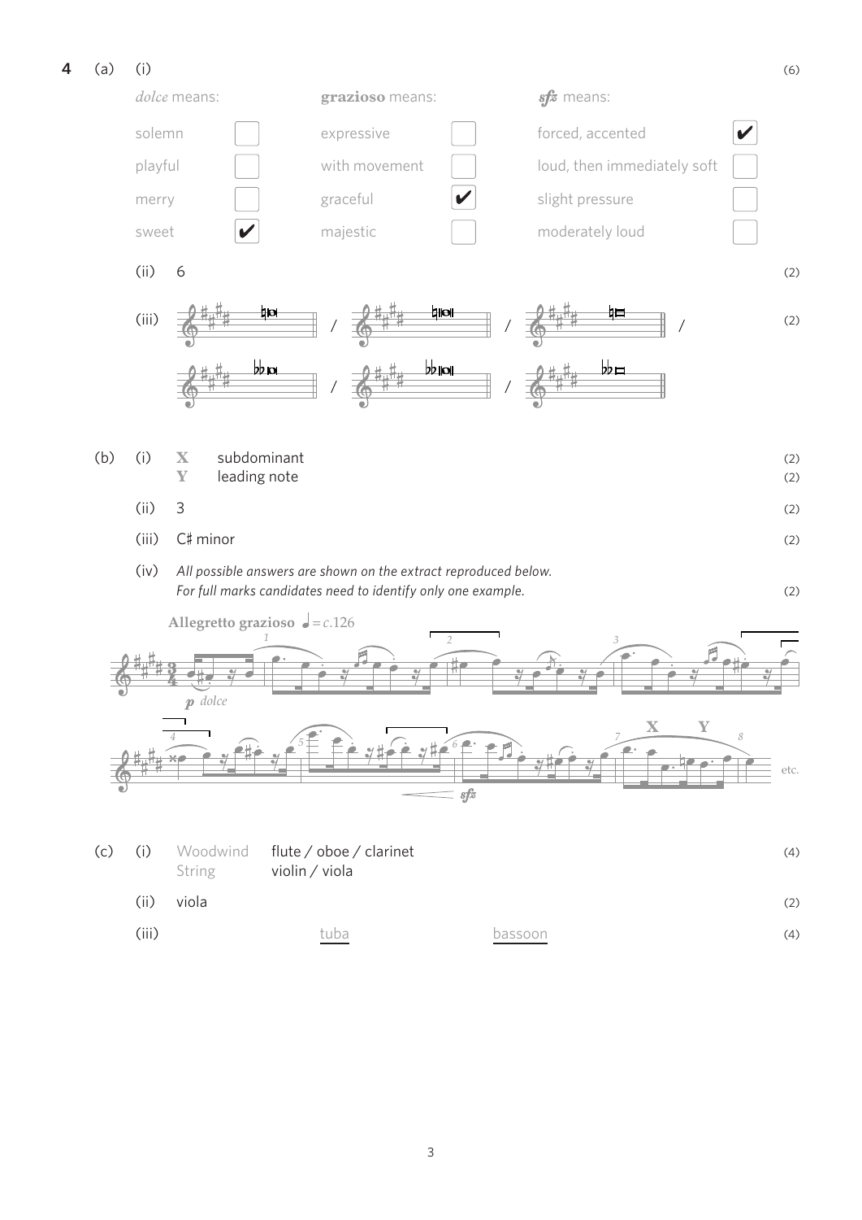**4** (a) (i) (6)

| *dolce* means: | | **grazioso** means: | | ***sfz*** means: | |
|---|---|---|---|---|---|
| solemn | ☐ | expressive | ☐ | forced, accented | ✔ |
| playful | ☐ | with movement | ☐ | loud, then immediately soft | ☐ |
| merry | ☐ | graceful | ✔ | slight pressure | ☐ |
| sweet | ✔ | majestic | ☐ | moderately loud | ☐ |

(ii) 6 (2)

(iii) (2)

(b) (i) **X** subdominant (2)
**Y** leading note (2)

(ii) 3 (2)

(iii) C♯ minor (2)

(iv) *All possible answers are shown on the extract reproduced below.*
*For full marks candidates need to identify only one example.* (2)

**Allegretto grazioso** ♩ = *c*.126

*p dolce*

***sfz***

etc.

(c) (i) Woodwind flute / oboe / clarinet (4)
String violin / viola

(ii) viola (2)

(iii) tuba bassoon (4)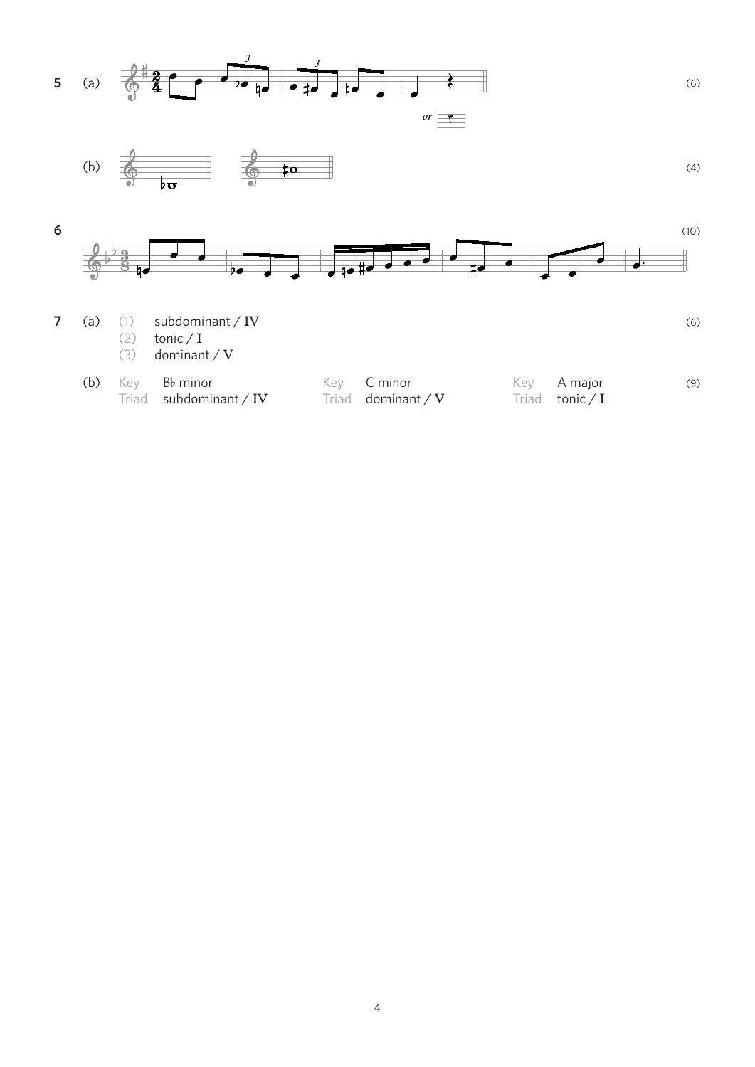**5** (a) (6)

*or*

(b) (4)

**6** (10)

**7** (a) (1) subdominant / IV (6)

(2) tonic / I

(3) dominant / V

(b) Key B♭ minor Triad subdominant / IV; Key C minor Triad dominant / V; Key A major Triad tonic / I (9)